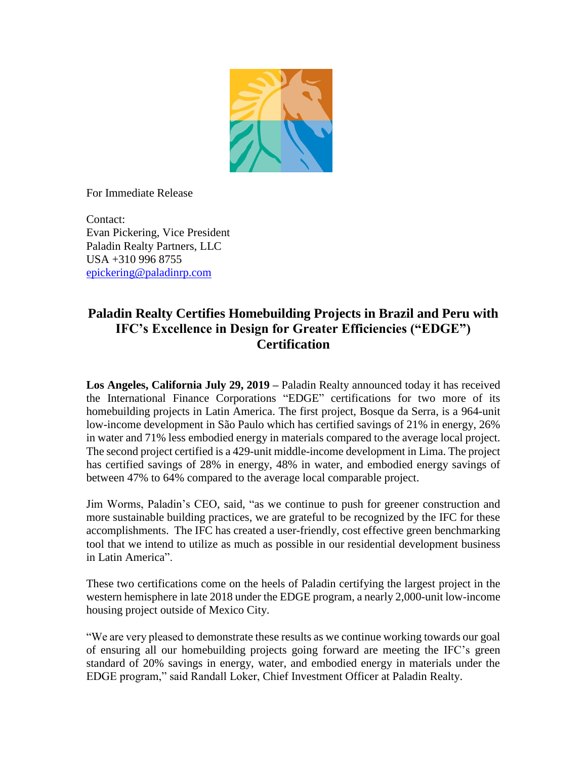For Immediate Release

Contact:
Evan Pickering, Vice President
Paladin Realty Partners, LLC
USA +310 996 8755
epickering@paladinrp.com

# Paladin Realty Certifies Homebuilding Projects in Brazil and Peru with IFC's Excellence in Design for Greater Efficiencies ("EDGE") Certification

**Los Angeles, California July 29, 2019 –** Paladin Realty announced today it has received the International Finance Corporations "EDGE" certifications for two more of its homebuilding projects in Latin America. The first project, Bosque da Serra, is a 964-unit low-income development in São Paulo which has certified savings of 21% in energy, 26% in water and 71% less embodied energy in materials compared to the average local project. The second project certified is a 429-unit middle-income development in Lima. The project has certified savings of 28% in energy, 48% in water, and embodied energy savings of between 47% to 64% compared to the average local comparable project.

Jim Worms, Paladin's CEO, said, "as we continue to push for greener construction and more sustainable building practices, we are grateful to be recognized by the IFC for these accomplishments. The IFC has created a user-friendly, cost effective green benchmarking tool that we intend to utilize as much as possible in our residential development business in Latin America".

These two certifications come on the heels of Paladin certifying the largest project in the western hemisphere in late 2018 under the EDGE program, a nearly 2,000-unit low-income housing project outside of Mexico City.

"We are very pleased to demonstrate these results as we continue working towards our goal of ensuring all our homebuilding projects going forward are meeting the IFC's green standard of 20% savings in energy, water, and embodied energy in materials under the EDGE program," said Randall Loker, Chief Investment Officer at Paladin Realty.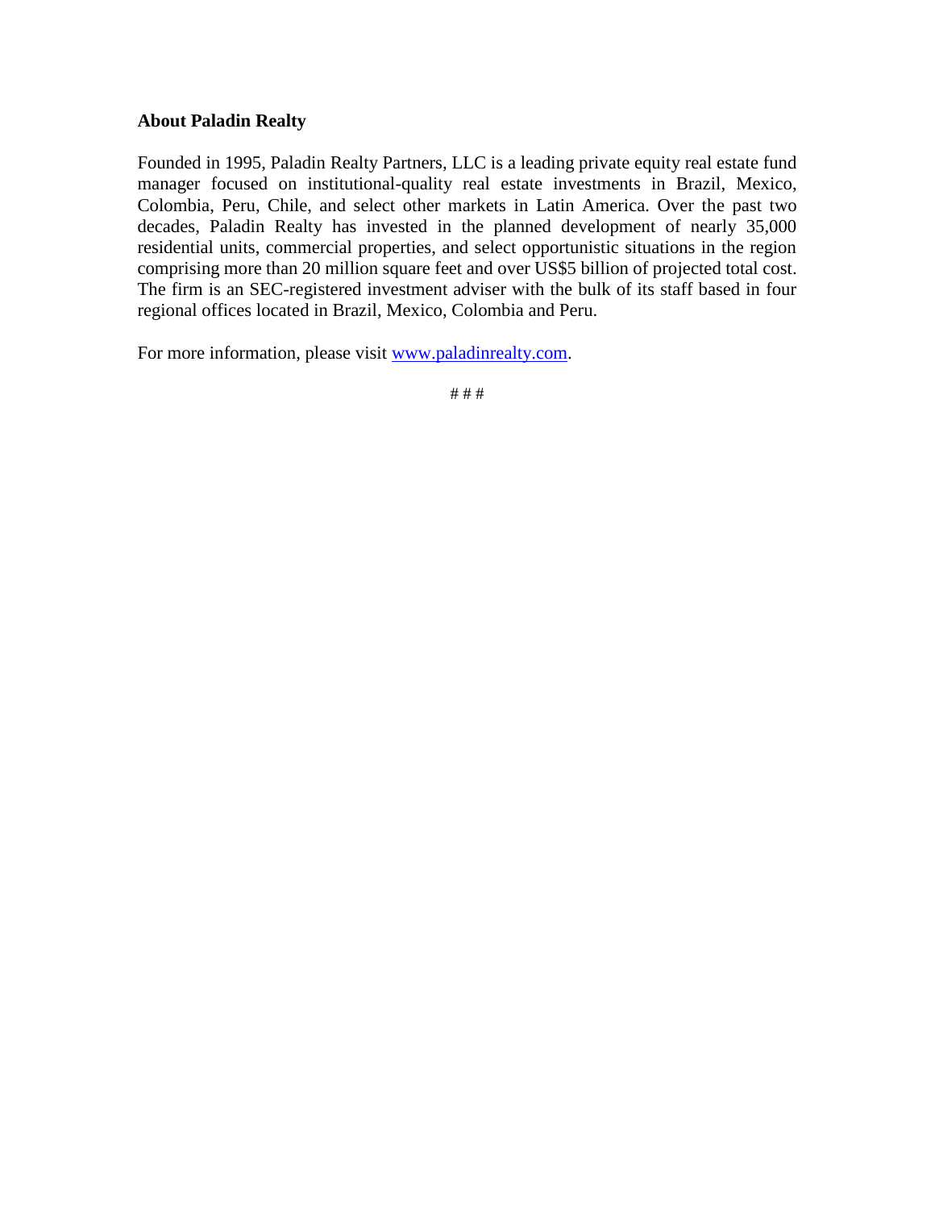**About Paladin Realty**

Founded in 1995, Paladin Realty Partners, LLC is a leading private equity real estate fund manager focused on institutional-quality real estate investments in Brazil, Mexico, Colombia, Peru, Chile, and select other markets in Latin America. Over the past two decades, Paladin Realty has invested in the planned development of nearly 35,000 residential units, commercial properties, and select opportunistic situations in the region comprising more than 20 million square feet and over US$5 billion of projected total cost. The firm is an SEC-registered investment adviser with the bulk of its staff based in four regional offices located in Brazil, Mexico, Colombia and Peru.

For more information, please visit [www.paladinrealty.com](www.paladinrealty.com).

# # #